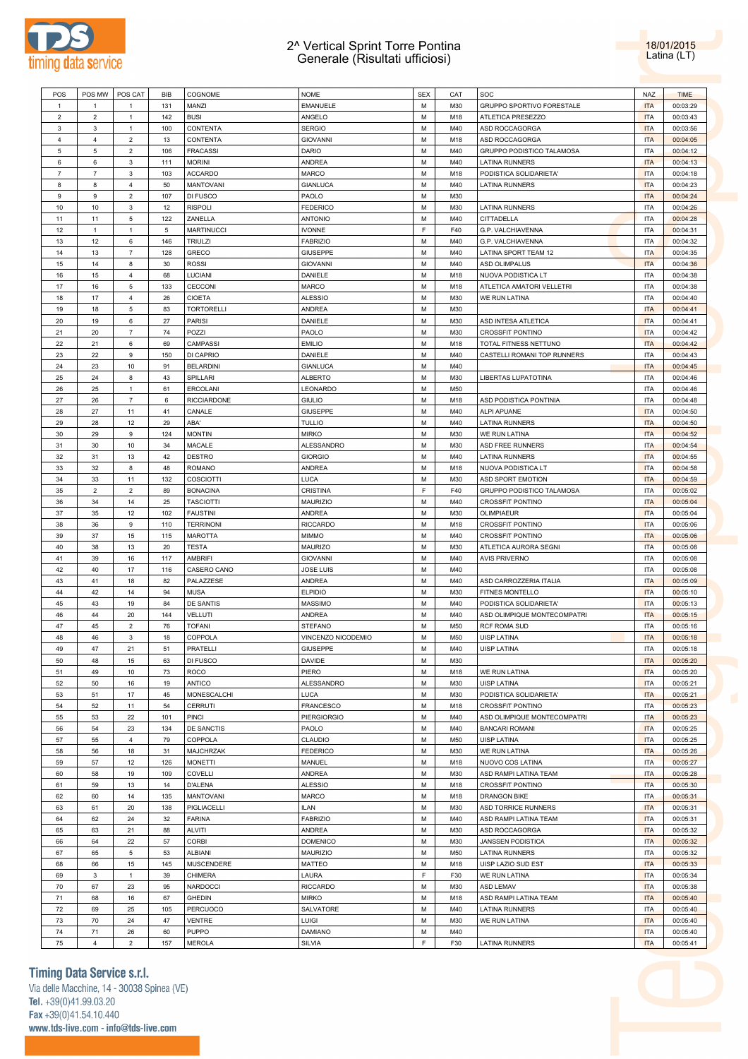# 2^ Vertical Sprint Torre Pontina
## Generale (Risultati ufficiosi)

18/01/2015
Latina (LT)

| POS | POS MW | POS CAT | BIB | COGNOME | NOME | SEX | CAT | SOC | NAZ | TIME |
|---|---|---|---|---|---|---|---|---|---|---|
| 1 | 1 | 1 | 131 | MANZI | EMANUELE | M | M30 | GRUPPO SPORTIVO FORESTALE | ITA | 00:03:29 |
| 2 | 2 | 1 | 142 | BUSI | ANGELO | M | M18 | ATLETICA PRESEZZO | ITA | 00:03:43 |
| 3 | 3 | 1 | 100 | CONTENTA | SERGIO | M | M40 | ASD ROCCAGORGA | ITA | 00:03:56 |
| 4 | 4 | 2 | 13 | CONTENTA | GIOVANNI | M | M18 | ASD ROCCAGORGA | ITA | 00:04:05 |
| 5 | 5 | 2 | 106 | FRACASSI | DARIO | M | M40 | GRUPPO PODISTICO TALAMOSA | ITA | 00:04:12 |
| 6 | 6 | 3 | 111 | MORINI | ANDREA | M | M40 | LATINA RUNNERS | ITA | 00:04:13 |
| 7 | 7 | 3 | 103 | ACCARDO | MARCO | M | M18 | PODISTICA SOLIDARIETA' | ITA | 00:04:18 |
| 8 | 8 | 4 | 50 | MANTOVANI | GIANLUCA | M | M40 | LATINA RUNNERS | ITA | 00:04:23 |
| 9 | 9 | 2 | 107 | DI FUSCO | PAOLO | M | M30 | | ITA | 00:04:24 |
| 10 | 10 | 3 | 12 | RISPOLI | FEDERICO | M | M30 | LATINA RUNNERS | ITA | 00:04:26 |
| 11 | 11 | 5 | 122 | ZANELLA | ANTONIO | M | M40 | CITTADELLA | ITA | 00:04:28 |
| 12 | 1 | 1 | 5 | MARTINUCCI | IVONNE | F | F40 | G.P. VALCHIAVENNA | ITA | 00:04:31 |
| 13 | 12 | 6 | 146 | TRIULZI | FABRIZIO | M | M40 | G.P. VALCHIAVENNA | ITA | 00:04:32 |
| 14 | 13 | 7 | 128 | GRECO | GIUSEPPE | M | M40 | LATINA SPORT TEAM 12 | ITA | 00:04:35 |
| 15 | 14 | 8 | 30 | ROSSI | GIOVANNI | M | M40 | ASD OLIMPALUS | ITA | 00:04:36 |
| 16 | 15 | 4 | 68 | LUCIANI | DANIELE | M | M18 | NUOVA PODISTICA LT | ITA | 00:04:38 |
| 17 | 16 | 5 | 133 | CECCONI | MARCO | M | M18 | ATLETICA AMATORI VELLETRI | ITA | 00:04:38 |
| 18 | 17 | 4 | 26 | CIOETA | ALESSIO | M | M30 | WE RUN LATINA | ITA | 00:04:40 |
| 19 | 18 | 5 | 83 | TORTORELLI | ANDREA | M | M30 | | ITA | 00:04:41 |
| 20 | 19 | 6 | 27 | PARISI | DANIELE | M | M30 | ASD INTESA ATLETICA | ITA | 00:04:41 |
| 21 | 20 | 7 | 74 | POZZI | PAOLO | M | M30 | CROSSFIT PONTINO | ITA | 00:04:42 |
| 22 | 21 | 6 | 69 | CAMPASSI | EMILIO | M | M18 | TOTAL FITNESS NETTUNO | ITA | 00:04:42 |
| 23 | 22 | 9 | 150 | DI CAPRIO | DANIELE | M | M40 | CASTELLI ROMANI TOP RUNNERS | ITA | 00:04:43 |
| 24 | 23 | 10 | 91 | BELARDINI | GIANLUCA | M | M40 | | ITA | 00:04:45 |
| 25 | 24 | 8 | 43 | SPILLARI | ALBERTO | M | M30 | LIBERTAS LUPATOTINA | ITA | 00:04:46 |
| 26 | 25 | 1 | 61 | ERCOLANI | LEONARDO | M | M50 | | ITA | 00:04:46 |
| 27 | 26 | 7 | 6 | RICCIARDONE | GIULIO | M | M18 | ASD PODISTICA PONTINIA | ITA | 00:04:48 |
| 28 | 27 | 11 | 41 | CANALE | GIUSEPPE | M | M40 | ALPI APUANE | ITA | 00:04:50 |
| 29 | 28 | 12 | 29 | ABA' | TULLIO | M | M40 | LATINA RUNNERS | ITA | 00:04:50 |
| 30 | 29 | 9 | 124 | MONTIN | MIRKO | M | M30 | WE RUN LATINA | ITA | 00:04:52 |
| 31 | 30 | 10 | 34 | MACALE | ALESSANDRO | M | M30 | ASD FREE RUNNERS | ITA | 00:04:54 |
| 32 | 31 | 13 | 42 | DESTRO | GIORGIO | M | M40 | LATINA RUNNERS | ITA | 00:04:55 |
| 33 | 32 | 8 | 48 | ROMANO | ANDREA | M | M18 | NUOVA PODISTICA LT | ITA | 00:04:58 |
| 34 | 33 | 11 | 132 | COSCIOTTI | LUCA | M | M30 | ASD SPORT EMOTION | ITA | 00:04:59 |
| 35 | 2 | 2 | 89 | BONACINA | CRISTINA | F | F40 | GRUPPO PODISTICO TALAMOSA | ITA | 00:05:02 |
| 36 | 34 | 14 | 25 | TASCIOTTI | MAURIZIO | M | M40 | CROSSFIT PONTINO | ITA | 00:05:04 |
| 37 | 35 | 12 | 102 | FAUSTINI | ANDREA | M | M30 | OLIMPIAEUR | ITA | 00:05:04 |
| 38 | 36 | 9 | 110 | TERRINONI | RICCARDO | M | M18 | CROSSFIT PONTINO | ITA | 00:05:06 |
| 39 | 37 | 15 | 115 | MAROTTA | MIMMO | M | M40 | CROSSFIT PONTINO | ITA | 00:05:06 |
| 40 | 38 | 13 | 20 | TESTA | MAURIZO | M | M30 | ATLETICA AURORA SEGNI | ITA | 00:05:08 |
| 41 | 39 | 16 | 117 | AMBRIFI | GIOVANNI | M | M40 | AVIS PRIVERNO | ITA | 00:05:08 |
| 42 | 40 | 17 | 116 | CASERO CANO | JOSE LUIS | M | M40 | | ITA | 00:05:08 |
| 43 | 41 | 18 | 82 | PALAZZESE | ANDREA | M | M40 | ASD CARROZZERIA ITALIA | ITA | 00:05:09 |
| 44 | 42 | 14 | 94 | MUSA | ELPIDIO | M | M30 | FITNES MONTELLO | ITA | 00:05:10 |
| 45 | 43 | 19 | 84 | DE SANTIS | MASSIMO | M | M40 | PODISTICA SOLIDARIETA' | ITA | 00:05:13 |
| 46 | 44 | 20 | 144 | VELLUTI | ANDREA | M | M40 | ASD OLIMPIQUE MONTECOMPATRI | ITA | 00:05:15 |
| 47 | 45 | 2 | 76 | TOFANI | STEFANO | M | M50 | RCF ROMA SUD | ITA | 00:05:16 |
| 48 | 46 | 3 | 18 | COPPOLA | VINCENZO NICODEMIO | M | M50 | UISP LATINA | ITA | 00:05:18 |
| 49 | 47 | 21 | 51 | PRATELLI | GIUSEPPE | M | M40 | UISP LATINA | ITA | 00:05:18 |
| 50 | 48 | 15 | 63 | DI FUSCO | DAVIDE | M | M30 | | ITA | 00:05:20 |
| 51 | 49 | 10 | 73 | ROCO | PIERO | M | M18 | WE RUN LATINA | ITA | 00:05:20 |
| 52 | 50 | 16 | 19 | ANTICO | ALESSANDRO | M | M30 | UISP LATINA | ITA | 00:05:21 |
| 53 | 51 | 17 | 45 | MONESCALCHI | LUCA | M | M30 | PODISTICA SOLIDARIETA' | ITA | 00:05:21 |
| 54 | 52 | 11 | 54 | CERRUTI | FRANCESCO | M | M18 | CROSSFIT PONTINO | ITA | 00:05:23 |
| 55 | 53 | 22 | 101 | PINCI | PIERGIORGIO | M | M40 | ASD OLIMPIQUE MONTECOMPATRI | ITA | 00:05:23 |
| 56 | 54 | 23 | 134 | DE SANCTIS | PAOLO | M | M40 | BANCARI ROMANI | ITA | 00:05:25 |
| 57 | 55 | 4 | 79 | COPPOLA | CLAUDIO | M | M50 | UISP LATINA | ITA | 00:05:25 |
| 58 | 56 | 18 | 31 | MAJCHRZAK | FEDERICO | M | M30 | WE RUN LATINA | ITA | 00:05:26 |
| 59 | 57 | 12 | 126 | MONETTI | MANUEL | M | M18 | NUOVO COS LATINA | ITA | 00:05:27 |
| 60 | 58 | 19 | 109 | COVELLI | ANDREA | M | M30 | ASD RAMPI LATINA TEAM | ITA | 00:05:28 |
| 61 | 59 | 13 | 14 | D'ALENA | ALESSIO | M | M18 | CROSSFIT PONTINO | ITA | 00:05:30 |
| 62 | 60 | 14 | 135 | MANTOVANI | MARCO | M | M18 | DRANGON BIKE | ITA | 00:05:31 |
| 63 | 61 | 20 | 138 | PIGLIACELLI | ILAN | M | M30 | ASD TORRICE RUNNERS | ITA | 00:05:31 |
| 64 | 62 | 24 | 32 | FARINA | FABRIZIO | M | M40 | ASD RAMPI LATINA TEAM | ITA | 00:05:31 |
| 65 | 63 | 21 | 88 | ALVITI | ANDREA | M | M30 | ASD ROCCAGORGA | ITA | 00:05:32 |
| 66 | 64 | 22 | 57 | CORBI | DOMENICO | M | M30 | JANSSEN PODISTICA | ITA | 00:05:32 |
| 67 | 65 | 5 | 53 | ALBIANI | MAURIZIO | M | M50 | LATINA RUNNERS | ITA | 00:05:32 |
| 68 | 66 | 15 | 145 | MUSCENDERE | MATTEO | M | M18 | UISP LAZIO SUD EST | ITA | 00:05:33 |
| 69 | 3 | 1 | 39 | CHIMERA | LAURA | F | F30 | WE RUN LATINA | ITA | 00:05:34 |
| 70 | 67 | 23 | 95 | NARDOCCI | RICCARDO | M | M30 | ASD LEMAV | ITA | 00:05:38 |
| 71 | 68 | 16 | 67 | GHEDIN | MIRKO | M | M18 | ASD RAMPI LATINA TEAM | ITA | 00:05:40 |
| 72 | 69 | 25 | 105 | PERCUOCO | SALVATORE | M | M40 | LATINA RUNNERS | ITA | 00:05:40 |
| 73 | 70 | 24 | 47 | VENTRE | LUIGI | M | M30 | WE RUN LATINA | ITA | 00:05:40 |
| 74 | 71 | 26 | 60 | PUPPO | DAMIANO | M | M40 | | ITA | 00:05:40 |
| 75 | 4 | 2 | 157 | MEROLA | SILVIA | F | F30 | LATINA RUNNERS | ITA | 00:05:41 |

**Timing Data Service s.r.l.**
Via delle Macchine, 14 - 30038 Spinea (VE)
**Tel.** +39(0)41.99.03.20
**Fax** +39(0)41.54.10.440
**www.tds-live.com - info@tds-live.com**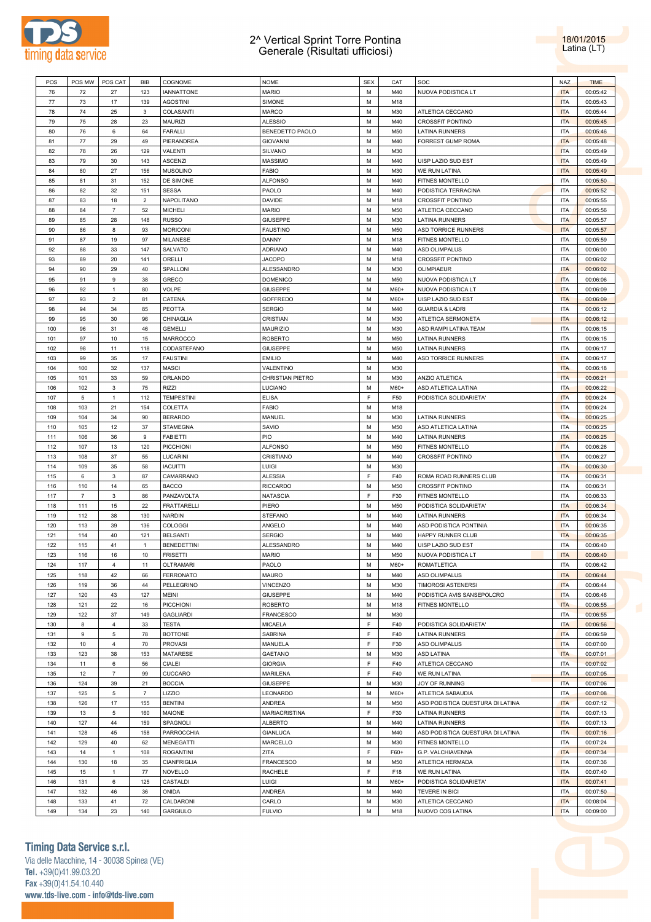# 2^ Vertical Sprint Torre Pontina
## Generale (Risultati ufficiosi)

18/01/2015
Latina (LT)

| POS | POS MW | POS CAT | BIB | COGNOME | NOME | SEX | CAT | SOC | NAZ | TIME |
|---|---|---|---|---|---|---|---|---|---|---|
| 76 | 72 | 27 | 123 | IANNATTONE | MARIO | M | M40 | NUOVA PODISTICA LT | ITA | 00:05:42 |
| 77 | 73 | 17 | 139 | AGOSTINI | SIMONE | M | M18 | | ITA | 00:05:43 |
| 78 | 74 | 25 | 3 | COLASANTI | MARCO | M | M30 | ATLETICA CECCANO | ITA | 00:05:44 |
| 79 | 75 | 28 | 23 | MAURIZI | ALESSIO | M | M40 | CROSSFIT PONTINO | ITA | 00:05:45 |
| 80 | 76 | 6 | 64 | FARALLI | BENEDETTO PAOLO | M | M50 | LATINA RUNNERS | ITA | 00:05:46 |
| 81 | 77 | 29 | 49 | PIERANDREA | GIOVANNI | M | M40 | FORREST GUMP ROMA | ITA | 00:05:48 |
| 82 | 78 | 26 | 129 | VALENTI | SILVANO | M | M30 | | ITA | 00:05:49 |
| 83 | 79 | 30 | 143 | ASCENZI | MASSIMO | M | M40 | UISP LAZIO SUD EST | ITA | 00:05:49 |
| 84 | 80 | 27 | 156 | MUSOLINO | FABIO | M | M30 | WE RUN LATINA | ITA | 00:05:49 |
| 85 | 81 | 31 | 152 | DE SIMONE | ALFONSO | M | M40 | FITNES MONTELLO | ITA | 00:05:50 |
| 86 | 82 | 32 | 151 | SESSA | PAOLO | M | M40 | PODISTICA TERRACINA | ITA | 00:05:52 |
| 87 | 83 | 18 | 2 | NAPOLITANO | DAVIDE | M | M18 | CROSSFIT PONTINO | ITA | 00:05:55 |
| 88 | 84 | 7 | 52 | MICHELI | MARIO | M | M50 | ATLETICA CECCANO | ITA | 00:05:56 |
| 89 | 85 | 28 | 148 | RUSSO | GIUSEPPE | M | M30 | LATINA RUNNERS | ITA | 00:05:57 |
| 90 | 86 | 8 | 93 | MORICONI | FAUSTINO | M | M50 | ASD TORRICE RUNNERS | ITA | 00:05:57 |
| 91 | 87 | 19 | 97 | MILANESE | DANNY | M | M18 | FITNES MONTELLO | ITA | 00:05:59 |
| 92 | 88 | 33 | 147 | SALVATO | ADRIANO | M | M40 | ASD OLIMPALUS | ITA | 00:06:00 |
| 93 | 89 | 20 | 141 | ORELLI | JACOPO | M | M18 | CROSSFIT PONTINO | ITA | 00:06:02 |
| 94 | 90 | 29 | 40 | SPALLONI | ALESSANDRO | M | M30 | OLIMPIAEUR | ITA | 00:06:02 |
| 95 | 91 | 9 | 38 | GRECO | DOMENICO | M | M50 | NUOVA PODISTICA LT | ITA | 00:06:06 |
| 96 | 92 | 1 | 80 | VOLPE | GIUSEPPE | M | M60+ | NUOVA PODISTICA LT | ITA | 00:06:09 |
| 97 | 93 | 2 | 81 | CATENA | GOFFREDO | M | M60+ | UISP LAZIO SUD EST | ITA | 00:06:09 |
| 98 | 94 | 34 | 85 | PEOTTA | SERGIO | M | M40 | GUARDIA & LADRI | ITA | 00:06:12 |
| 99 | 95 | 30 | 96 | CHINAGLIA | CRISTIAN | M | M30 | ATLETICA SERMONETA | ITA | 00:06:12 |
| 100 | 96 | 31 | 46 | GEMELLI | MAURIZIO | M | M30 | ASD RAMPI LATINA TEAM | ITA | 00:06:15 |
| 101 | 97 | 10 | 15 | MARROCCO | ROBERTO | M | M50 | LATINA RUNNERS | ITA | 00:06:15 |
| 102 | 98 | 11 | 118 | CODASTEFANO | GIUSEPPE | M | M50 | LATINA RUNNERS | ITA | 00:06:17 |
| 103 | 99 | 35 | 17 | FAUSTINI | EMILIO | M | M40 | ASD TORRICE RUNNERS | ITA | 00:06:17 |
| 104 | 100 | 32 | 137 | MASCI | VALENTINO | M | M30 | | ITA | 00:06:18 |
| 105 | 101 | 33 | 59 | ORLANDO | CHRISTIAN PIETRO | M | M30 | ANZIO ATLETICA | ITA | 00:06:21 |
| 106 | 102 | 3 | 75 | RIZZI | LUCIANO | M | M60+ | ASD ATLETICA LATINA | ITA | 00:06:22 |
| 107 | 5 | 1 | 112 | TEMPESTINI | ELISA | F | F50 | PODISTICA SOLIDARIETA' | ITA | 00:06:24 |
| 108 | 103 | 21 | 154 | COLETTA | FABIO | M | M18 | | ITA | 00:06:24 |
| 109 | 104 | 34 | 90 | BERARDO | MANUEL | M | M30 | LATINA RUNNERS | ITA | 00:06:25 |
| 110 | 105 | 12 | 37 | STAMEGNA | SAVIO | M | M50 | ASD ATLETICA LATINA | ITA | 00:06:25 |
| 111 | 106 | 36 | 9 | FABIETTI | PIO | M | M40 | LATINA RUNNERS | ITA | 00:06:25 |
| 112 | 107 | 13 | 120 | PICCHIONI | ALFONSO | M | M50 | FITNES MONTELLO | ITA | 00:06:26 |
| 113 | 108 | 37 | 55 | LUCARINI | CRISTIANO | M | M40 | CROSSFIT PONTINO | ITA | 00:06:27 |
| 114 | 109 | 35 | 58 | IACUITTI | LUIGI | M | M30 | | ITA | 00:06:30 |
| 115 | 6 | 3 | 87 | CAMARRANO | ALESSIA | F | F40 | ROMA ROAD RUNNERS CLUB | ITA | 00:06:31 |
| 116 | 110 | 14 | 65 | BACCO | RICCARDO | M | M50 | CROSSFIT PONTINO | ITA | 00:06:31 |
| 117 | 7 | 3 | 86 | PANZAVOLTA | NATASCIA | F | F30 | FITNES MONTELLO | ITA | 00:06:33 |
| 118 | 111 | 15 | 22 | FRATTARELLI | PIERO | M | M50 | PODISTICA SOLIDARIETA' | ITA | 00:06:34 |
| 119 | 112 | 38 | 130 | NARDIN | STEFANO | M | M40 | LATINA RUNNERS | ITA | 00:06:34 |
| 120 | 113 | 39 | 136 | COLOGGI | ANGELO | M | M40 | ASD PODISTICA PONTINIA | ITA | 00:06:35 |
| 121 | 114 | 40 | 121 | BELSANTI | SERGIO | M | M40 | HAPPY RUNNER CLUB | ITA | 00:06:35 |
| 122 | 115 | 41 | 1 | BENEDETTINI | ALESSANDRO | M | M40 | UISP LAZIO SUD EST | ITA | 00:06:40 |
| 123 | 116 | 16 | 10 | FRISETTI | MARIO | M | M50 | NUOVA PODISTICA LT | ITA | 00:06:40 |
| 124 | 117 | 4 | 11 | OLTRAMARI | PAOLO | M | M60+ | ROMATLETICA | ITA | 00:06:42 |
| 125 | 118 | 42 | 66 | FERRONATO | MAURO | M | M40 | ASD OLIMPALUS | ITA | 00:06:44 |
| 126 | 119 | 36 | 44 | PELLEGRINO | VINCENZO | M | M30 | TIMOROSI ASTENERSI | ITA | 00:06:44 |
| 127 | 120 | 43 | 127 | MEINI | GIUSEPPE | M | M40 | PODISTICA AVIS SANSEPOLCRO | ITA | 00:06:46 |
| 128 | 121 | 22 | 16 | PICCHIONI | ROBERTO | M | M18 | FITNES MONTELLO | ITA | 00:06:55 |
| 129 | 122 | 37 | 149 | GAGLIARDI | FRANCESCO | M | M30 | | ITA | 00:06:55 |
| 130 | 8 | 4 | 33 | TESTA | MICAELA | F | F40 | PODISTICA SOLIDARIETA' | ITA | 00:06:56 |
| 131 | 9 | 5 | 78 | BOTTONE | SABRINA | F | F40 | LATINA RUNNERS | ITA | 00:06:59 |
| 132 | 10 | 4 | 70 | PROVASI | MANUELA | F | F30 | ASD OLIMPALUS | ITA | 00:07:00 |
| 133 | 123 | 38 | 153 | MATARESE | GAETANO | M | M30 | ASD LATINA | ITA | 00:07:01 |
| 134 | 11 | 6 | 56 | CIALEI | GIORGIA | F | F40 | ATLETICA CECCANO | ITA | 00:07:02 |
| 135 | 12 | 7 | 99 | CUCCARO | MARILENA | F | F40 | WE RUN LATINA | ITA | 00:07:05 |
| 136 | 124 | 39 | 21 | BOCCIA | GIUSEPPE | M | M30 | JOY OF RUNNING | ITA | 00:07:06 |
| 137 | 125 | 5 | 7 | LIZZIO | LEONARDO | M | M60+ | ATLETICA SABAUDIA | ITA | 00:07:08 |
| 138 | 126 | 17 | 155 | BENTINI | ANDREA | M | M50 | ASD PODISTICA QUESTURA DI LATINA | ITA | 00:07:12 |
| 139 | 13 | 5 | 160 | MAIONE | MARIACRISTINA | F | F30 | LATINA RUNNERS | ITA | 00:07:13 |
| 140 | 127 | 44 | 159 | SPAGNOLI | ALBERTO | M | M40 | LATINA RUNNERS | ITA | 00:07:13 |
| 141 | 128 | 45 | 158 | PARROCCHIA | GIANLUCA | M | M40 | ASD PODISTICA QUESTURA DI LATINA | ITA | 00:07:16 |
| 142 | 129 | 40 | 62 | MENEGATTI | MARCELLO | M | M30 | FITNES MONTELLO | ITA | 00:07:24 |
| 143 | 14 | 1 | 108 | ROGANTINI | ZITA | F | F60+ | G.P. VALCHIAVENNA | ITA | 00:07:34 |
| 144 | 130 | 18 | 35 | CIANFRIGLIA | FRANCESCO | M | M50 | ATLETICA HERMADA | ITA | 00:07:36 |
| 145 | 15 | 1 | 77 | NOVELLO | RACHELE | F | F18 | WE RUN LATINA | ITA | 00:07:40 |
| 146 | 131 | 6 | 125 | CASTALDI | LUIGI | M | M60+ | PODISTICA SOLIDARIETA' | ITA | 00:07:41 |
| 147 | 132 | 46 | 36 | ONIDA | ANDREA | M | M40 | TEVERE IN BICI | ITA | 00:07:50 |
| 148 | 133 | 41 | 72 | CALDARONI | CARLO | M | M30 | ATLETICA CECCANO | ITA | 00:08:04 |
| 149 | 134 | 23 | 140 | GARGIULO | FULVIO | M | M18 | NUOVO COS LATINA | ITA | 00:09:00 |

**Timing Data Service s.r.l.**
Via delle Macchine, 14 - 30038 Spinea (VE)
Tel. +39(0)41.99.03.20
Fax +39(0)41.54.10.440
www.tds-live.com - info@tds-live.com